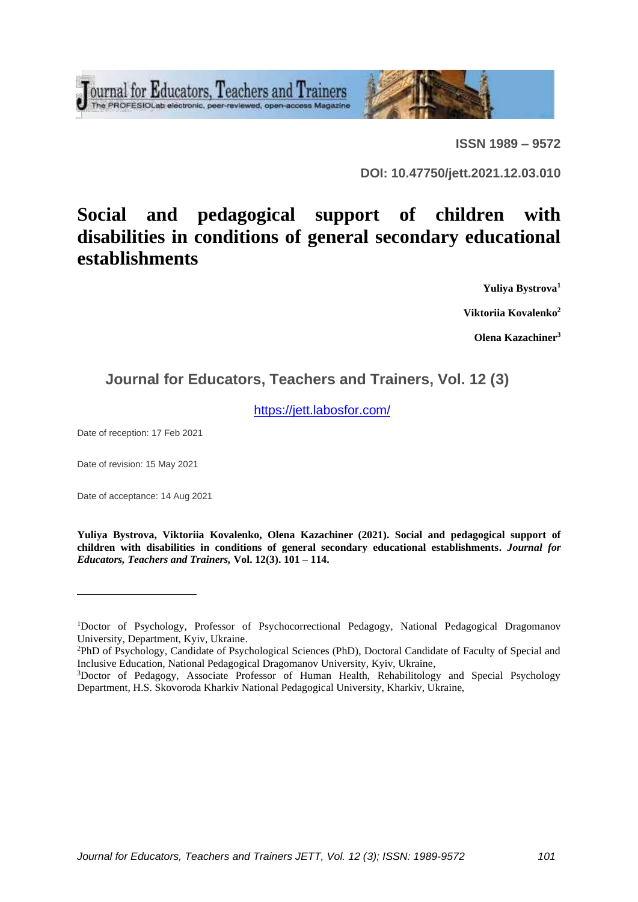**ISSN 1989 – 9572**

**DOI: 10.47750/jett.2021.12.03.010**

# Social and pedagogical support of children with disabilities in conditions of general secondary educational establishments

**Yuliya Bystrova**[1]

**Viktoriia Kovalenko**[2]

**Olena Kazachiner**[3]

## Journal for Educators, Teachers and Trainers, Vol. 12 (3)

https://jett.labosfor.com/

Date of reception: 17 Feb 2021

Date of revision: 15 May 2021

Date of acceptance: 14 Aug 2021

**Yuliya Bystrova, Viktoriia Kovalenko, Olena Kazachiner (2021). Social and pedagogical support of children with disabilities in conditions of general secondary educational establishments. *Journal for Educators, Teachers and Trainers,* Vol. 12(3). 101 – 114.**

---

[1]Doctor of Psychology, Professor of Psychocorrectional Pedagogy, National Pedagogical Dragomanov University, Department, Kyiv, Ukraine.

[2]PhD of Psychology, Candidate of Psychological Sciences (PhD), Doctoral Candidate of Faculty of Special and Inclusive Education, National Pedagogical Dragomanov University, Kyiv, Ukraine,

[3]Doctor of Pedagogy, Associate Professor of Human Health, Rehabilitology and Special Psychology Department, H.S. Skovoroda Kharkiv National Pedagogical University, Kharkiv, Ukraine,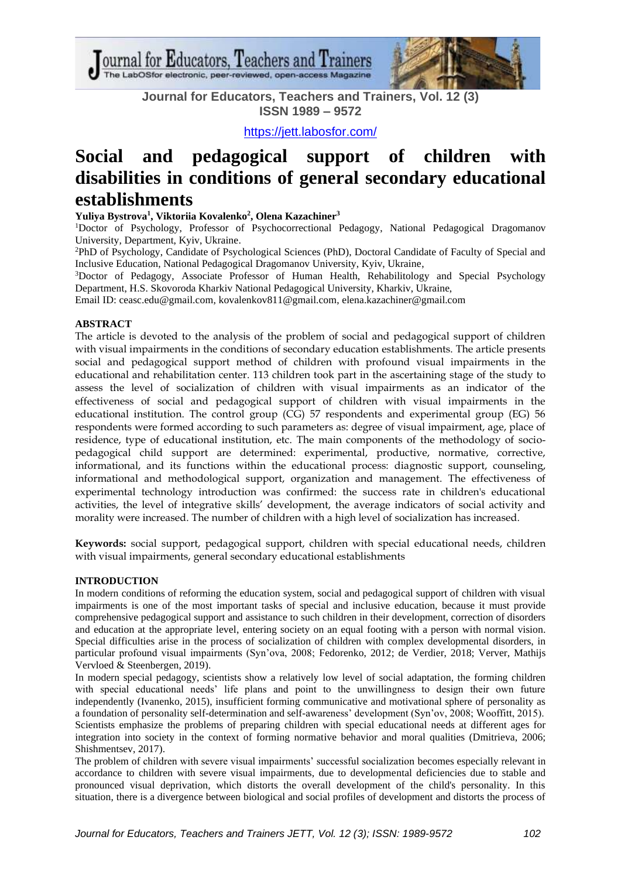# Social and pedagogical support of children with disabilities in conditions of general secondary educational establishments

**Yuliya Bystrova[1], Viktoriia Kovalenko[2], Olena Kazachiner[3]**

[1]Doctor of Psychology, Professor of Psychocorrectional Pedagogy, National Pedagogical Dragomanov University, Department, Kyiv, Ukraine.

[2]PhD of Psychology, Candidate of Psychological Sciences (PhD), Doctoral Candidate of Faculty of Special and Inclusive Education, National Pedagogical Dragomanov University, Kyiv, Ukraine,

[3]Doctor of Pedagogy, Associate Professor of Human Health, Rehabilitology and Special Psychology Department, H.S. Skovoroda Kharkiv National Pedagogical University, Kharkiv, Ukraine,

Email ID: ceasc.edu@gmail.com, kovalenkov811@gmail.com, elena.kazachiner@gmail.com

## ABSTRACT

The article is devoted to the analysis of the problem of social and pedagogical support of children with visual impairments in the conditions of secondary education establishments. The article presents social and pedagogical support method of children with profound visual impairments in the educational and rehabilitation center. 113 children took part in the ascertaining stage of the study to assess the level of socialization of children with visual impairments as an indicator of the effectiveness of social and pedagogical support of children with visual impairments in the educational institution. The control group (CG) 57 respondents and experimental group (EG) 56 respondents were formed according to such parameters as: degree of visual impairment, age, place of residence, type of educational institution, etc. The main components of the methodology of socio-pedagogical child support are determined: experimental, productive, normative, corrective, informational, and its functions within the educational process: diagnostic support, counseling, informational and methodological support, organization and management. The effectiveness of experimental technology introduction was confirmed: the success rate in children's educational activities, the level of integrative skills' development, the average indicators of social activity and morality were increased. The number of children with a high level of socialization has increased.

**Keywords:** social support, pedagogical support, children with special educational needs, children with visual impairments, general secondary educational establishments

## INTRODUCTION

In modern conditions of reforming the education system, social and pedagogical support of children with visual impairments is one of the most important tasks of special and inclusive education, because it must provide comprehensive pedagogical support and assistance to such children in their development, correction of disorders and education at the appropriate level, entering society on an equal footing with a person with normal vision. Special difficulties arise in the process of socialization of children with complex developmental disorders, in particular profound visual impairments (Syn'ova, 2008; Fedorenko, 2012; de Verdier, 2018; Verver, Mathijs Vervloed & Steenbergen, 2019).

In modern special pedagogy, scientists show a relatively low level of social adaptation, the forming children with special educational needs' life plans and point to the unwillingness to design their own future independently (Ivanenko, 2015), insufficient forming communicative and motivational sphere of personality as a foundation of personality self-determination and self-awareness' development (Syn'ov, 2008; Wooffitt, 2015). Scientists emphasize the problems of preparing children with special educational needs at different ages for integration into society in the context of forming normative behavior and moral qualities (Dmitrieva, 2006; Shishmentsev, 2017).

The problem of children with severe visual impairments' successful socialization becomes especially relevant in accordance to children with severe visual impairments, due to developmental deficiencies due to stable and pronounced visual deprivation, which distorts the overall development of the child's personality. In this situation, there is a divergence between biological and social profiles of development and distorts the process of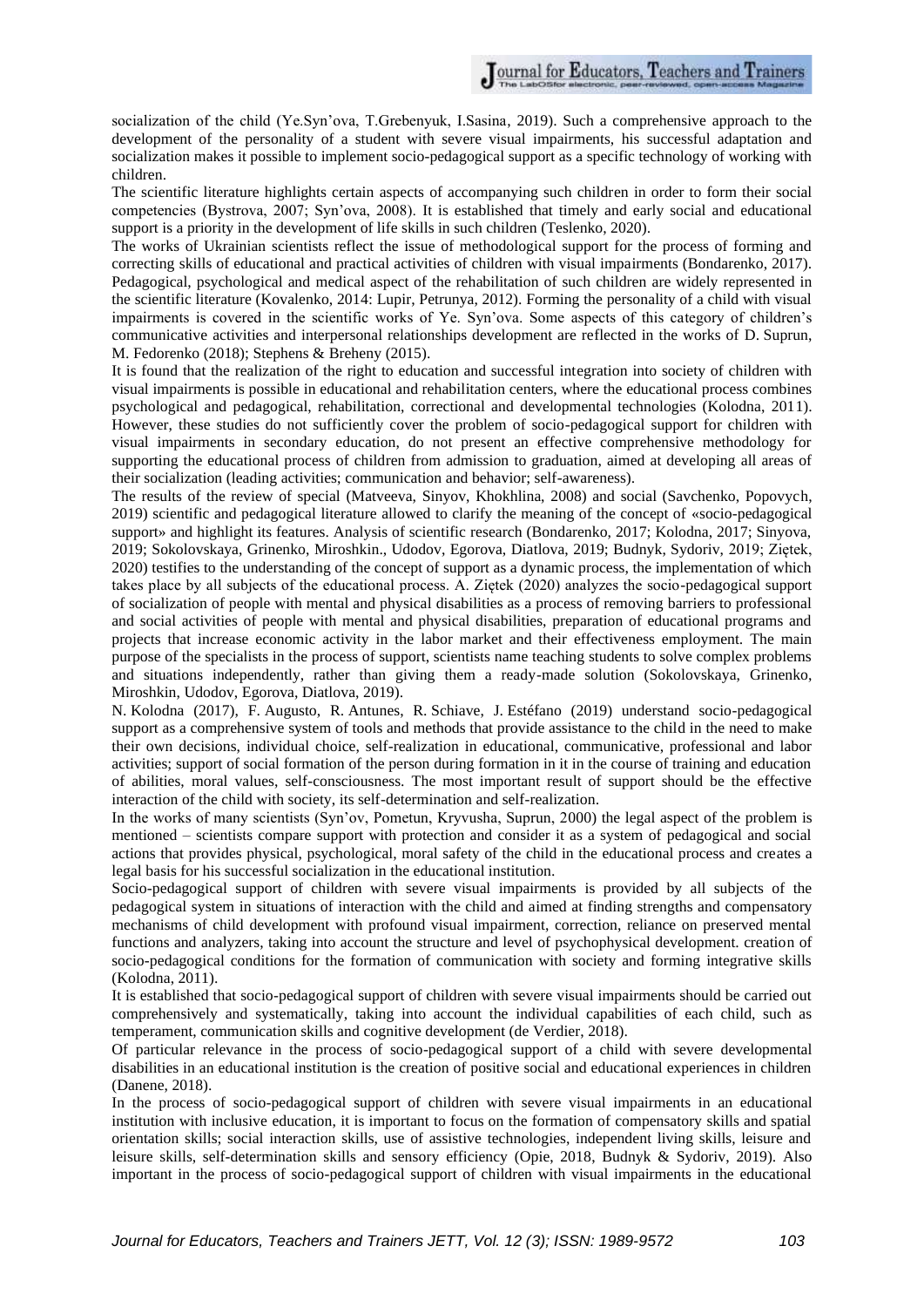socialization of the child (Ye.Syn'ova, T.Grebenyuk, I.Sasina, 2019). Such a comprehensive approach to the development of the personality of a student with severe visual impairments, his successful adaptation and socialization makes it possible to implement socio-pedagogical support as a specific technology of working with children.

The scientific literature highlights certain aspects of accompanying such children in order to form their social competencies (Bystrova, 2007; Syn'ova, 2008). It is established that timely and early social and educational support is a priority in the development of life skills in such children (Teslenko, 2020).

The works of Ukrainian scientists reflect the issue of methodological support for the process of forming and correcting skills of educational and practical activities of children with visual impairments (Bondarenko, 2017). Pedagogical, psychological and medical aspect of the rehabilitation of such children are widely represented in the scientific literature (Kovalenko, 2014: Lupir, Petrunya, 2012). Forming the personality of a child with visual impairments is covered in the scientific works of Ye. Syn'ova. Some aspects of this category of children's communicative activities and interpersonal relationships development are reflected in the works of D. Suprun, M. Fedorenko (2018); Stephens & Breheny (2015).

It is found that the realization of the right to education and successful integration into society of children with visual impairments is possible in educational and rehabilitation centers, where the educational process combines psychological and pedagogical, rehabilitation, correctional and developmental technologies (Kolodna, 2011). However, these studies do not sufficiently cover the problem of socio-pedagogical support for children with visual impairments in secondary education, do not present an effective comprehensive methodology for supporting the educational process of children from admission to graduation, aimed at developing all areas of their socialization (leading activities; communication and behavior; self-awareness).

The results of the review of special (Matveeva, Sinyov, Khokhlina, 2008) and social (Savchenko, Popovych, 2019) scientific and pedagogical literature allowed to clarify the meaning of the concept of «socio-pedagogical support» and highlight its features. Analysis of scientific research (Bondarenko, 2017; Kolodna, 2017; Sinyova, 2019; Sokolovskaya, Grinenko, Miroshkin., Udodov, Egorova, Diatlova, 2019; Budnyk, Sydoriv, 2019; Ziętek, 2020) testifies to the understanding of the concept of support as a dynamic process, the implementation of which takes place by all subjects of the educational process. A. Ziętek (2020) analyzes the socio-pedagogical support of socialization of people with mental and physical disabilities as a process of removing barriers to professional and social activities of people with mental and physical disabilities, preparation of educational programs and projects that increase economic activity in the labor market and their effectiveness employment. The main purpose of the specialists in the process of support, scientists name teaching students to solve complex problems and situations independently, rather than giving them a ready-made solution (Sokolovskaya, Grinenko, Miroshkin, Udodov, Egorova, Diatlova, 2019).

N. Kolodna (2017), F. Augusto, R. Antunes, R. Schiave, J. Estéfano (2019) understand socio-pedagogical support as a comprehensive system of tools and methods that provide assistance to the child in the need to make their own decisions, individual choice, self-realization in educational, communicative, professional and labor activities; support of social formation of the person during formation in it in the course of training and education of abilities, moral values, self-consciousness. The most important result of support should be the effective interaction of the child with society, its self-determination and self-realization.

In the works of many scientists (Syn'ov, Pometun, Kryvusha, Suprun, 2000) the legal aspect of the problem is mentioned – scientists compare support with protection and consider it as a system of pedagogical and social actions that provides physical, psychological, moral safety of the child in the educational process and creates a legal basis for his successful socialization in the educational institution.

Socio-pedagogical support of children with severe visual impairments is provided by all subjects of the pedagogical system in situations of interaction with the child and aimed at finding strengths and compensatory mechanisms of child development with profound visual impairment, correction, reliance on preserved mental functions and analyzers, taking into account the structure and level of psychophysical development. creation of socio-pedagogical conditions for the formation of communication with society and forming integrative skills (Kolodna, 2011).

It is established that socio-pedagogical support of children with severe visual impairments should be carried out comprehensively and systematically, taking into account the individual capabilities of each child, such as temperament, communication skills and cognitive development (de Verdier, 2018).

Of particular relevance in the process of socio-pedagogical support of a child with severe developmental disabilities in an educational institution is the creation of positive social and educational experiences in children (Danene, 2018).

In the process of socio-pedagogical support of children with severe visual impairments in an educational institution with inclusive education, it is important to focus on the formation of compensatory skills and spatial orientation skills; social interaction skills, use of assistive technologies, independent living skills, leisure and leisure skills, self-determination skills and sensory efficiency (Opie, 2018, Budnyk & Sydoriv, 2019). Also important in the process of socio-pedagogical support of children with visual impairments in the educational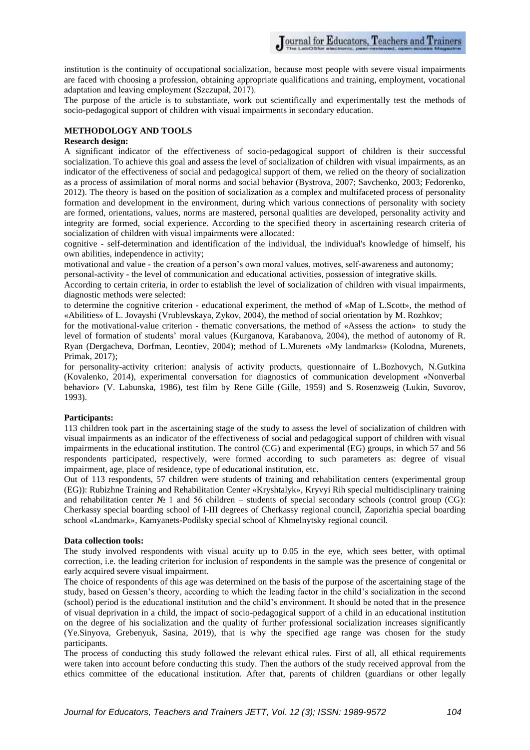institution is the continuity of occupational socialization, because most people with severe visual impairments are faced with choosing a profession, obtaining appropriate qualifications and training, employment, vocational adaptation and leaving employment (Szczupał, 2017).

The purpose of the article is to substantiate, work out scientifically and experimentally test the methods of socio-pedagogical support of children with visual impairments in secondary education.

## METHODOLOGY AND TOOLS

### Research design:

A significant indicator of the effectiveness of socio-pedagogical support of children is their successful socialization. To achieve this goal and assess the level of socialization of children with visual impairments, as an indicator of the effectiveness of social and pedagogical support of them, we relied on the theory of socialization as a process of assimilation of moral norms and social behavior (Bystrova, 2007; Savchenko, 2003; Fedorenko, 2012). The theory is based on the position of socialization as a complex and multifaceted process of personality formation and development in the environment, during which various connections of personality with society are formed, orientations, values, norms are mastered, personal qualities are developed, personality activity and integrity are formed, social experience. According to the specified theory in ascertaining research criteria of socialization of children with visual impairments were allocated:

cognitive - self-determination and identification of the individual, the individual's knowledge of himself, his own abilities, independence in activity;

motivational and value - the creation of a person's own moral values, motives, self-awareness and autonomy;

personal-activity - the level of communication and educational activities, possession of integrative skills.

According to certain criteria, in order to establish the level of socialization of children with visual impairments, diagnostic methods were selected:

to determine the cognitive criterion - educational experiment, the method of «Map of L.Scott», the method of «Abilities» of L. Jovayshi (Vrublevskaya, Zykov, 2004), the method of social orientation by M. Rozhkov;

for the motivational-value criterion - thematic conversations, the method of «Assess the action» to study the level of formation of students' moral values (Kurganova, Karabanova, 2004), the method of autonomy of R. Ryan (Dergacheva, Dorfman, Leontiev, 2004); method of L.Murenets «My landmarks» (Kolodna, Murenets, Primak, 2017);

for personality-activity criterion: analysis of activity products, questionnaire of L.Bozhovych, N.Gutkina (Kovalenko, 2014), experimental conversation for diagnostics of communication development «Nonverbal behavior» (V. Labunska, 1986), test film by Rene Gille (Gille, 1959) and S. Rosenzweig (Lukin, Suvorov, 1993).

### Participants:

113 children took part in the ascertaining stage of the study to assess the level of socialization of children with visual impairments as an indicator of the effectiveness of social and pedagogical support of children with visual impairments in the educational institution. The control (CG) and experimental (EG) groups, in which 57 and 56 respondents participated, respectively, were formed according to such parameters as: degree of visual impairment, age, place of residence, type of educational institution, etc.

Out of 113 respondents, 57 children were students of training and rehabilitation centers (experimental group (EG)): Rubizhne Training and Rehabilitation Center «Kryshtalyk», Kryvyi Rih special multidisciplinary training and rehabilitation center № 1 and 56 children – students of special secondary schools (control group (CG): Cherkassy special boarding school of I-III degrees of Cherkassy regional council, Zaporizhia special boarding school «Landmark», Kamyanets-Podilsky special school of Khmelnytsky regional council.

### Data collection tools:

The study involved respondents with visual acuity up to 0.05 in the eye, which sees better, with optimal correction, i.e. the leading criterion for inclusion of respondents in the sample was the presence of congenital or early acquired severe visual impairment.

The choice of respondents of this age was determined on the basis of the purpose of the ascertaining stage of the study, based on Gessen's theory, according to which the leading factor in the child's socialization in the second (school) period is the educational institution and the child's environment. It should be noted that in the presence of visual deprivation in a child, the impact of socio-pedagogical support of a child in an educational institution on the degree of his socialization and the quality of further professional socialization increases significantly (Ye.Sinyova, Grebenyuk, Sasina, 2019), that is why the specified age range was chosen for the study participants.

The process of conducting this study followed the relevant ethical rules. First of all, all ethical requirements were taken into account before conducting this study. Then the authors of the study received approval from the ethics committee of the educational institution. After that, parents of children (guardians or other legally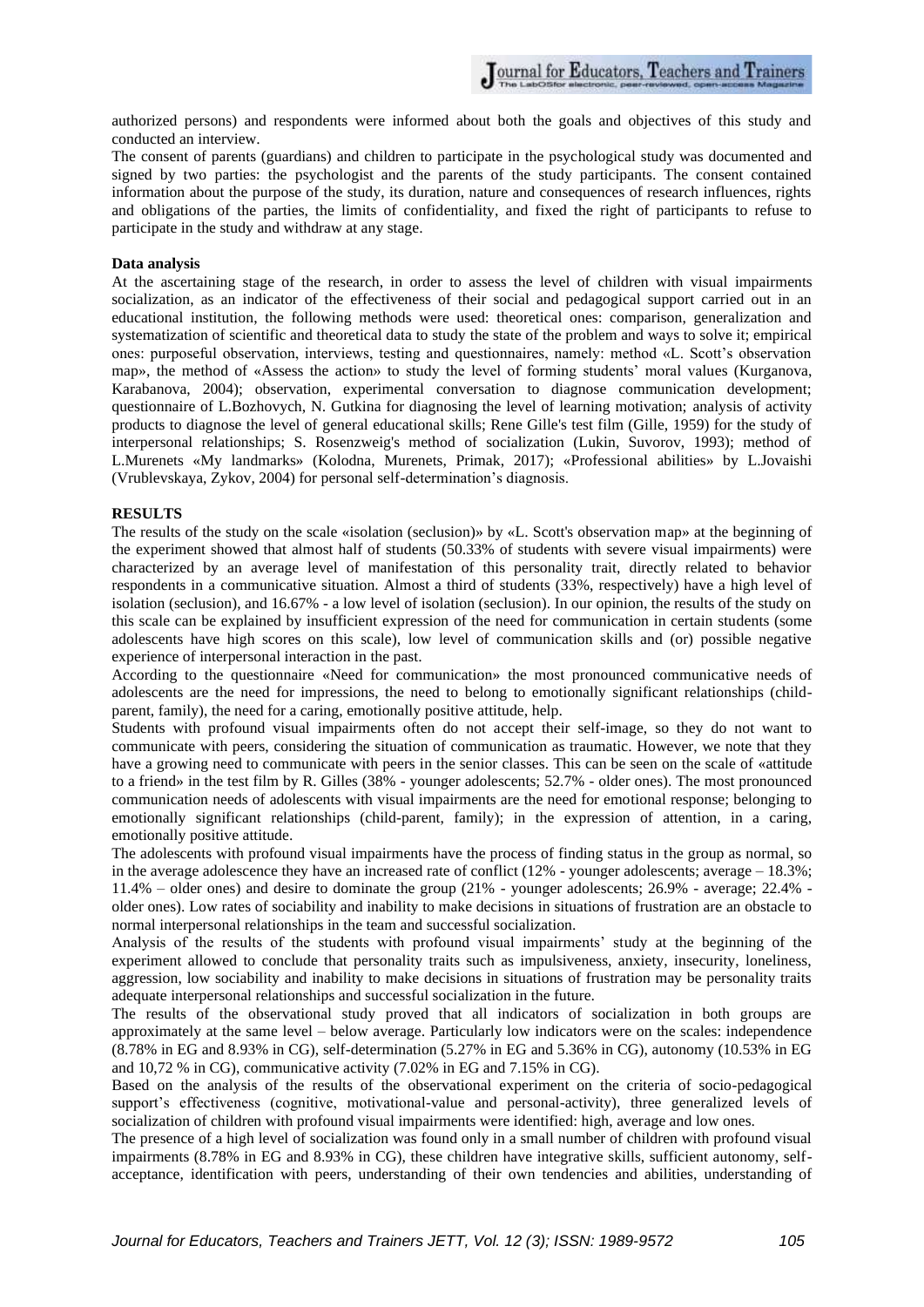authorized persons) and respondents were informed about both the goals and objectives of this study and conducted an interview.

The consent of parents (guardians) and children to participate in the psychological study was documented and signed by two parties: the psychologist and the parents of the study participants. The consent contained information about the purpose of the study, its duration, nature and consequences of research influences, rights and obligations of the parties, the limits of confidentiality, and fixed the right of participants to refuse to participate in the study and withdraw at any stage.

**Data analysis**

At the ascertaining stage of the research, in order to assess the level of children with visual impairments socialization, as an indicator of the effectiveness of their social and pedagogical support carried out in an educational institution, the following methods were used: theoretical ones: comparison, generalization and systematization of scientific and theoretical data to study the state of the problem and ways to solve it; empirical ones: purposeful observation, interviews, testing and questionnaires, namely: method «L. Scott's observation map», the method of «Assess the action» to study the level of forming students' moral values (Kurganova, Karabanova, 2004); observation, experimental conversation to diagnose communication development; questionnaire of L.Bozhovych, N. Gutkina for diagnosing the level of learning motivation; analysis of activity products to diagnose the level of general educational skills; Rene Gille's test film (Gille, 1959) for the study of interpersonal relationships; S. Rosenzweig's method of socialization (Lukin, Suvorov, 1993); method of L.Murenets «My landmarks» (Kolodna, Murenets, Primak, 2017); «Professional abilities» by L.Jovaishi (Vrublevskaya, Zykov, 2004) for personal self-determination's diagnosis.

**RESULTS**

The results of the study on the scale «isolation (seclusion)» by «L. Scott's observation map» at the beginning of the experiment showed that almost half of students (50.33% of students with severe visual impairments) were characterized by an average level of manifestation of this personality trait, directly related to behavior respondents in a communicative situation. Almost a third of students (33%, respectively) have a high level of isolation (seclusion), and 16.67% - a low level of isolation (seclusion). In our opinion, the results of the study on this scale can be explained by insufficient expression of the need for communication in certain students (some adolescents have high scores on this scale), low level of communication skills and (or) possible negative experience of interpersonal interaction in the past.

According to the questionnaire «Need for communication» the most pronounced communicative needs of adolescents are the need for impressions, the need to belong to emotionally significant relationships (child-parent, family), the need for a caring, emotionally positive attitude, help.

Students with profound visual impairments often do not accept their self-image, so they do not want to communicate with peers, considering the situation of communication as traumatic. However, we note that they have a growing need to communicate with peers in the senior classes. This can be seen on the scale of «attitude to a friend» in the test film by R. Gilles (38% - younger adolescents; 52.7% - older ones). The most pronounced communication needs of adolescents with visual impairments are the need for emotional response; belonging to emotionally significant relationships (child-parent, family); in the expression of attention, in a caring, emotionally positive attitude.

The adolescents with profound visual impairments have the process of finding status in the group as normal, so in the average adolescence they have an increased rate of conflict (12% - younger adolescents; average – 18.3%; 11.4% – older ones) and desire to dominate the group (21% - younger adolescents; 26.9% - average; 22.4% - older ones). Low rates of sociability and inability to make decisions in situations of frustration are an obstacle to normal interpersonal relationships in the team and successful socialization.

Analysis of the results of the students with profound visual impairments' study at the beginning of the experiment allowed to conclude that personality traits such as impulsiveness, anxiety, insecurity, loneliness, aggression, low sociability and inability to make decisions in situations of frustration may be personality traits adequate interpersonal relationships and successful socialization in the future.

The results of the observational study proved that all indicators of socialization in both groups are approximately at the same level – below average. Particularly low indicators were on the scales: independence (8.78% in EG and 8.93% in CG), self-determination (5.27% in EG and 5.36% in CG), autonomy (10.53% in EG and 10,72 % in CG), communicative activity (7.02% in EG and 7.15% in CG).

Based on the analysis of the results of the observational experiment on the criteria of socio-pedagogical support's effectiveness (cognitive, motivational-value and personal-activity), three generalized levels of socialization of children with profound visual impairments were identified: high, average and low ones.

The presence of a high level of socialization was found only in a small number of children with profound visual impairments (8.78% in EG and 8.93% in CG), these children have integrative skills, sufficient autonomy, self-acceptance, identification with peers, understanding of their own tendencies and abilities, understanding of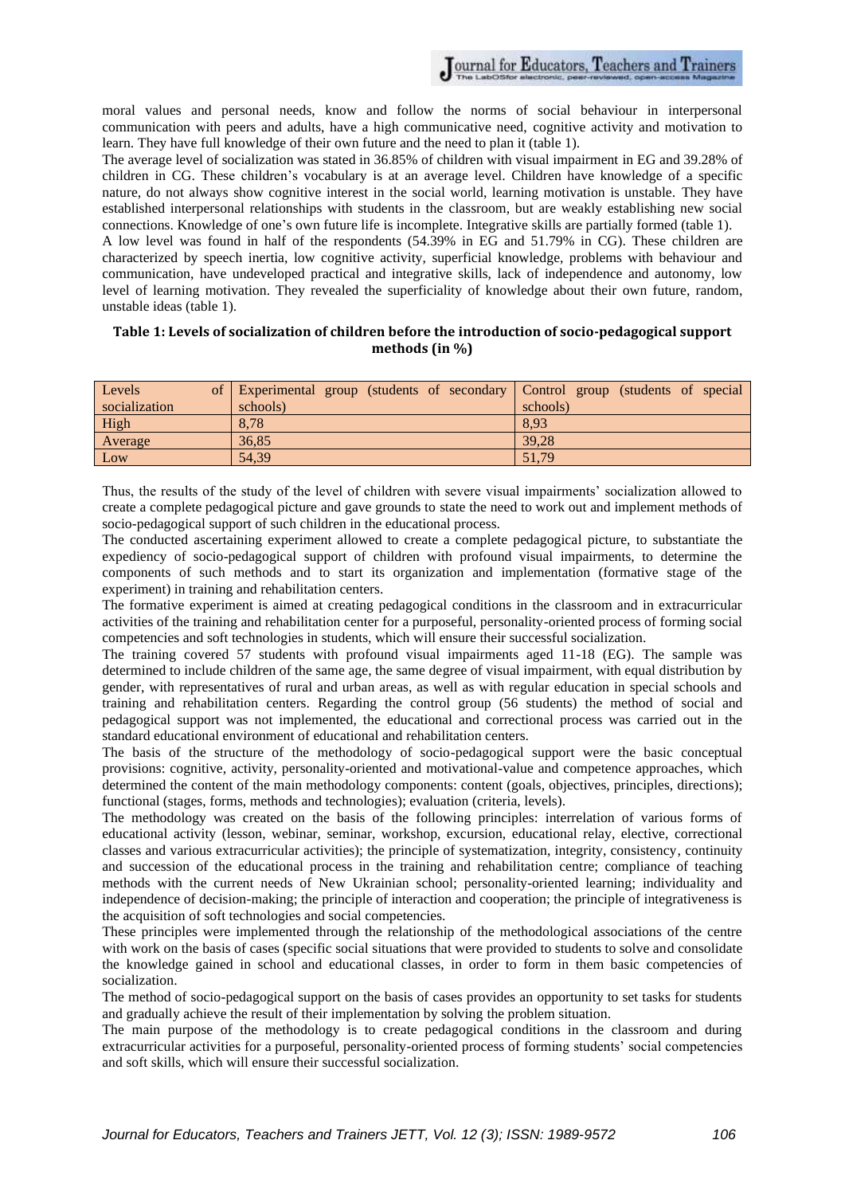moral values and personal needs, know and follow the norms of social behaviour in interpersonal communication with peers and adults, have a high communicative need, cognitive activity and motivation to learn. They have full knowledge of their own future and the need to plan it (table 1).

The average level of socialization was stated in 36.85% of children with visual impairment in EG and 39.28% of children in CG. These children's vocabulary is at an average level. Children have knowledge of a specific nature, do not always show cognitive interest in the social world, learning motivation is unstable. They have established interpersonal relationships with students in the classroom, but are weakly establishing new social connections. Knowledge of one's own future life is incomplete. Integrative skills are partially formed (table 1).

A low level was found in half of the respondents (54.39% in EG and 51.79% in CG). These children are characterized by speech inertia, low cognitive activity, superficial knowledge, problems with behaviour and communication, have undeveloped practical and integrative skills, lack of independence and autonomy, low level of learning motivation. They revealed the superficiality of knowledge about their own future, random, unstable ideas (table 1).

**Table 1: Levels of socialization of children before the introduction of socio-pedagogical support methods (in %)**

| Levels of socialization | Experimental group (students of secondary schools) | Control group (students of special schools) |
|---|---|---|
| High | 8,78 | 8,93 |
| Average | 36,85 | 39,28 |
| Low | 54,39 | 51,79 |

Thus, the results of the study of the level of children with severe visual impairments' socialization allowed to create a complete pedagogical picture and gave grounds to state the need to work out and implement methods of socio-pedagogical support of such children in the educational process.

The conducted ascertaining experiment allowed to create a complete pedagogical picture, to substantiate the expediency of socio-pedagogical support of children with profound visual impairments, to determine the components of such methods and to start its organization and implementation (formative stage of the experiment) in training and rehabilitation centers.

The formative experiment is aimed at creating pedagogical conditions in the classroom and in extracurricular activities of the training and rehabilitation center for a purposeful, personality-oriented process of forming social competencies and soft technologies in students, which will ensure their successful socialization.

The training covered 57 students with profound visual impairments aged 11-18 (EG). The sample was determined to include children of the same age, the same degree of visual impairment, with equal distribution by gender, with representatives of rural and urban areas, as well as with regular education in special schools and training and rehabilitation centers. Regarding the control group (56 students) the method of social and pedagogical support was not implemented, the educational and correctional process was carried out in the standard educational environment of educational and rehabilitation centers.

The basis of the structure of the methodology of socio-pedagogical support were the basic conceptual provisions: cognitive, activity, personality-oriented and motivational-value and competence approaches, which determined the content of the main methodology components: content (goals, objectives, principles, directions); functional (stages, forms, methods and technologies); evaluation (criteria, levels).

The methodology was created on the basis of the following principles: interrelation of various forms of educational activity (lesson, webinar, seminar, workshop, excursion, educational relay, elective, correctional classes and various extracurricular activities); the principle of systematization, integrity, consistency, continuity and succession of the educational process in the training and rehabilitation centre; compliance of teaching methods with the current needs of New Ukrainian school; personality-oriented learning; individuality and independence of decision-making; the principle of interaction and cooperation; the principle of integrativeness is the acquisition of soft technologies and social competencies.

These principles were implemented through the relationship of the methodological associations of the centre with work on the basis of cases (specific social situations that were provided to students to solve and consolidate the knowledge gained in school and educational classes, in order to form in them basic competencies of socialization.

The method of socio-pedagogical support on the basis of cases provides an opportunity to set tasks for students and gradually achieve the result of their implementation by solving the problem situation.

The main purpose of the methodology is to create pedagogical conditions in the classroom and during extracurricular activities for a purposeful, personality-oriented process of forming students' social competencies and soft skills, which will ensure their successful socialization.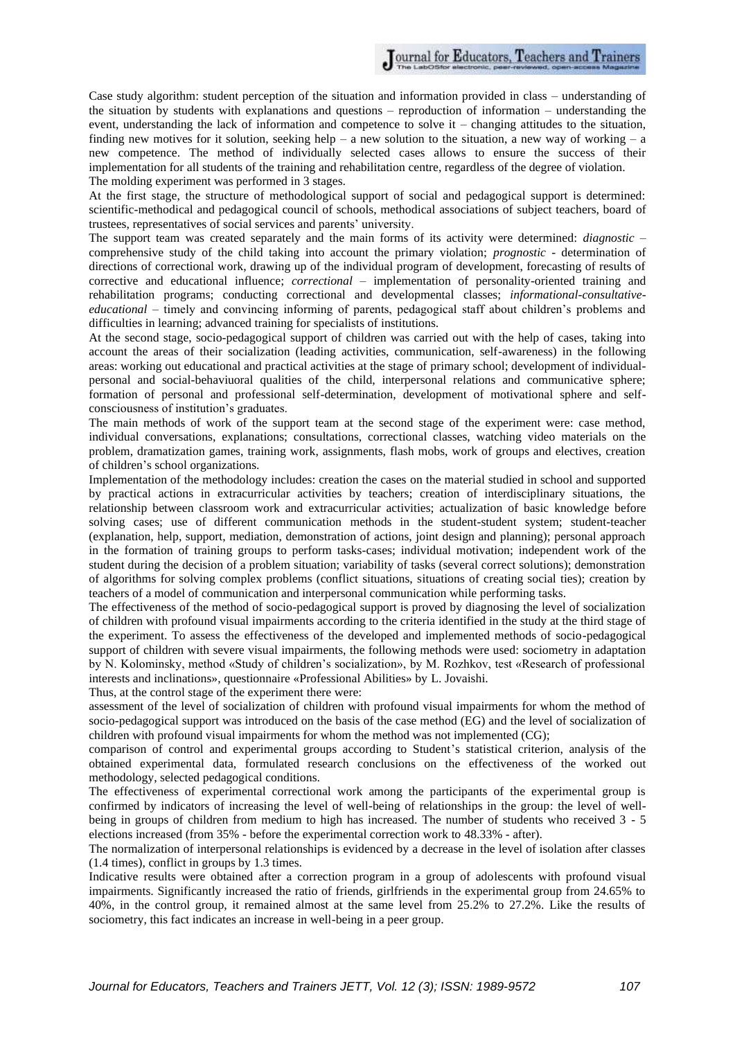Case study algorithm: student perception of the situation and information provided in class – understanding of the situation by students with explanations and questions – reproduction of information – understanding the event, understanding the lack of information and competence to solve it – changing attitudes to the situation, finding new motives for it solution, seeking help – a new solution to the situation, a new way of working – a new competence. The method of individually selected cases allows to ensure the success of their implementation for all students of the training and rehabilitation centre, regardless of the degree of violation.

The molding experiment was performed in 3 stages.

At the first stage, the structure of methodological support of social and pedagogical support is determined: scientific-methodical and pedagogical council of schools, methodical associations of subject teachers, board of trustees, representatives of social services and parents' university.

The support team was created separately and the main forms of its activity were determined: *diagnostic* – comprehensive study of the child taking into account the primary violation; *prognostic* - determination of directions of correctional work, drawing up of the individual program of development, forecasting of results of corrective and educational influence; *correctional* – implementation of personality-oriented training and rehabilitation programs; conducting correctional and developmental classes; *informational-consultative-educational* – timely and convincing informing of parents, pedagogical staff about children's problems and difficulties in learning; advanced training for specialists of institutions.

At the second stage, socio-pedagogical support of children was carried out with the help of cases, taking into account the areas of their socialization (leading activities, communication, self-awareness) in the following areas: working out educational and practical activities at the stage of primary school; development of individual-personal and social-behaviuoral qualities of the child, interpersonal relations and communicative sphere; formation of personal and professional self-determination, development of motivational sphere and self-consciousness of institution's graduates.

The main methods of work of the support team at the second stage of the experiment were: case method, individual conversations, explanations; consultations, correctional classes, watching video materials on the problem, dramatization games, training work, assignments, flash mobs, work of groups and electives, creation of children's school organizations.

Implementation of the methodology includes: creation the cases on the material studied in school and supported by practical actions in extracurricular activities by teachers; creation of interdisciplinary situations, the relationship between classroom work and extracurricular activities; actualization of basic knowledge before solving cases; use of different communication methods in the student-student system; student-teacher (explanation, help, support, mediation, demonstration of actions, joint design and planning); personal approach in the formation of training groups to perform tasks-cases; individual motivation; independent work of the student during the decision of a problem situation; variability of tasks (several correct solutions); demonstration of algorithms for solving complex problems (conflict situations, situations of creating social ties); creation by teachers of a model of communication and interpersonal communication while performing tasks.

The effectiveness of the method of socio-pedagogical support is proved by diagnosing the level of socialization of children with profound visual impairments according to the criteria identified in the study at the third stage of the experiment. To assess the effectiveness of the developed and implemented methods of socio-pedagogical support of children with severe visual impairments, the following methods were used: sociometry in adaptation by N. Kolominsky, method «Study of children's socialization», by M. Rozhkov, test «Research of professional interests and inclinations», questionnaire «Professional Abilities» by L. Jovaishi.

Thus, at the control stage of the experiment there were:

assessment of the level of socialization of children with profound visual impairments for whom the method of socio-pedagogical support was introduced on the basis of the case method (EG) and the level of socialization of children with profound visual impairments for whom the method was not implemented (CG);

comparison of control and experimental groups according to Student's statistical criterion, analysis of the obtained experimental data, formulated research conclusions on the effectiveness of the worked out methodology, selected pedagogical conditions.

The effectiveness of experimental correctional work among the participants of the experimental group is confirmed by indicators of increasing the level of well-being of relationships in the group: the level of well-being in groups of children from medium to high has increased. The number of students who received 3 - 5 elections increased (from 35% - before the experimental correction work to 48.33% - after).

The normalization of interpersonal relationships is evidenced by a decrease in the level of isolation after classes (1.4 times), conflict in groups by 1.3 times.

Indicative results were obtained after a correction program in a group of adolescents with profound visual impairments. Significantly increased the ratio of friends, girlfriends in the experimental group from 24.65% to 40%, in the control group, it remained almost at the same level from 25.2% to 27.2%. Like the results of sociometry, this fact indicates an increase in well-being in a peer group.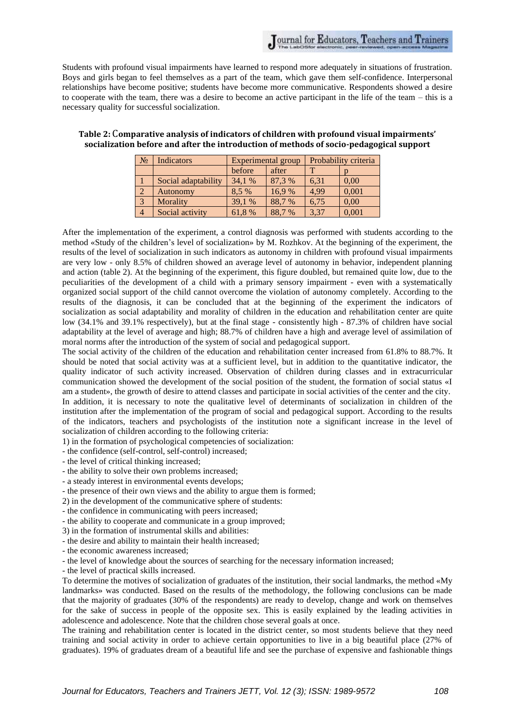Students with profound visual impairments have learned to respond more adequately in situations of frustration. Boys and girls began to feel themselves as a part of the team, which gave them self-confidence. Interpersonal relationships have become positive; students have become more communicative. Respondents showed a desire to cooperate with the team, there was a desire to become an active participant in the life of the team – this is a necessary quality for successful socialization.

**Table 2: Comparative analysis of indicators of children with profound visual impairments' socialization before and after the introduction of methods of socio-pedagogical support**

| № | Indicators | Experimental group | | Probability criteria | |
|---|---|---|---|---|---|
| | | before | after | T | p |
| 1 | Social adaptability | 34,1 % | 87,3 % | 6,31 | 0,00 |
| 2 | Autonomy | 8,5 % | 16,9 % | 4,99 | 0,001 |
| 3 | Morality | 39,1 % | 88,7 % | 6,75 | 0,00 |
| 4 | Social activity | 61,8 % | 88,7 % | 3,37 | 0,001 |

After the implementation of the experiment, a control diagnosis was performed with students according to the method «Study of the children's level of socialization» by M. Rozhkov. At the beginning of the experiment, the results of the level of socialization in such indicators as autonomy in children with profound visual impairments are very low - only 8.5% of children showed an average level of autonomy in behavior, independent planning and action (table 2). At the beginning of the experiment, this figure doubled, but remained quite low, due to the peculiarities of the development of a child with a primary sensory impairment - even with a systematically organized social support of the child cannot overcome the violation of autonomy completely. According to the results of the diagnosis, it can be concluded that at the beginning of the experiment the indicators of socialization as social adaptability and morality of children in the education and rehabilitation center are quite low (34.1% and 39.1% respectively), but at the final stage - consistently high - 87.3% of children have social adaptability at the level of average and high; 88.7% of children have a high and average level of assimilation of moral norms after the introduction of the system of social and pedagogical support.

The social activity of the children of the education and rehabilitation center increased from 61.8% to 88.7%. It should be noted that social activity was at a sufficient level, but in addition to the quantitative indicator, the quality indicator of such activity increased. Observation of children during classes and in extracurricular communication showed the development of the social position of the student, the formation of social status «I am a student», the growth of desire to attend classes and participate in social activities of the center and the city.

In addition, it is necessary to note the qualitative level of determinants of socialization in children of the institution after the implementation of the program of social and pedagogical support. According to the results of the indicators, teachers and psychologists of the institution note a significant increase in the level of socialization of children according to the following criteria:

1) in the formation of psychological competencies of socialization:
- the confidence (self-control, self-control) increased;
- the level of critical thinking increased;
- the ability to solve their own problems increased;
- a steady interest in environmental events develops;
- the presence of their own views and the ability to argue them is formed;

2) in the development of the communicative sphere of students:
- the confidence in communicating with peers increased;
- the ability to cooperate and communicate in a group improved;

3) in the formation of instrumental skills and abilities:
- the desire and ability to maintain their health increased;
- the economic awareness increased;
- the level of knowledge about the sources of searching for the necessary information increased;
- the level of practical skills increased.

To determine the motives of socialization of graduates of the institution, their social landmarks, the method «My landmarks» was conducted. Based on the results of the methodology, the following conclusions can be made that the majority of graduates (30% of the respondents) are ready to develop, change and work on themselves for the sake of success in people of the opposite sex. This is easily explained by the leading activities in adolescence and adolescence. Note that the children chose several goals at once.

The training and rehabilitation center is located in the district center, so most students believe that they need training and social activity in order to achieve certain opportunities to live in a big beautiful place (27% of graduates). 19% of graduates dream of a beautiful life and see the purchase of expensive and fashionable things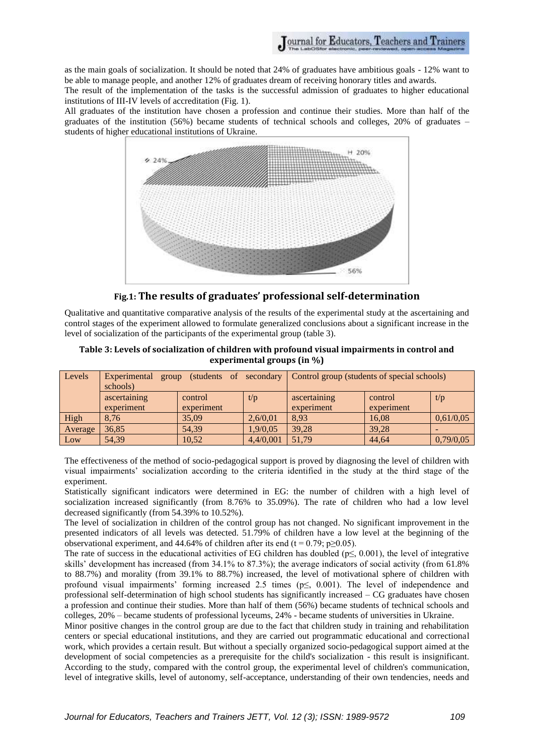as the main goals of socialization. It should be noted that 24% of graduates have ambitious goals - 12% want to be able to manage people, and another 12% of graduates dream of receiving honorary titles and awards.

The result of the implementation of the tasks is the successful admission of graduates to higher educational institutions of III-IV levels of accreditation (Fig. 1).

All graduates of the institution have chosen a profession and continue their studies. More than half of the graduates of the institution (56%) became students of technical schools and colleges, 20% of graduates – students of higher educational institutions of Ukraine.

**Fig.1: The results of graduates' professional self-determination**

Qualitative and quantitative comparative analysis of the results of the experimental study at the ascertaining and control stages of the experiment allowed to formulate generalized conclusions about a significant increase in the level of socialization of the participants of the experimental group (table 3).

**Table 3: Levels of socialization of children with profound visual impairments in control and experimental groups (in %)**

| Levels | Experimental group (students of secondary schools) | | | Control group (students of special schools) | | |
|---|---|---|---|---|---|---|
| | ascertaining experiment | control experiment | t/p | ascertaining experiment | control experiment | t/p |
| High | 8,76 | 35,09 | 2,6/0,01 | 8,93 | 16,08 | 0,61/0,05 |
| Average | 36,85 | 54,39 | 1,9/0,05 | 39,28 | 39,28 | - |
| Low | 54,39 | 10,52 | 4,4/0,001 | 51,79 | 44,64 | 0,79/0,05 |

The effectiveness of the method of socio-pedagogical support is proved by diagnosing the level of children with visual impairments' socialization according to the criteria identified in the study at the third stage of the experiment.

Statistically significant indicators were determined in EG: the number of children with a high level of socialization increased significantly (from 8.76% to 35.09%). The rate of children who had a low level decreased significantly (from 54.39% to 10.52%).

The level of socialization in children of the control group has not changed. No significant improvement in the presented indicators of all levels was detected. 51.79% of children have a low level at the beginning of the observational experiment, and 44.64% of children after its end ($t = 0.79$; $p \geq 0.05$).

The rate of success in the educational activities of EG children has doubled ($p \leq 0.001$), the level of integrative skills' development has increased (from 34.1% to 87.3%); the average indicators of social activity (from 61.8% to 88.7%) and morality (from 39.1% to 88.7%) increased, the level of motivational sphere of children with profound visual impairments' forming increased 2.5 times ($p \leq 0.001$). The level of independence and professional self-determination of high school students has significantly increased – CG graduates have chosen a profession and continue their studies. More than half of them (56%) became students of technical schools and colleges, 20% – became students of professional lyceums, 24% - became students of universities in Ukraine.

Minor positive changes in the control group are due to the fact that children study in training and rehabilitation centers or special educational institutions, and they are carried out programmatic educational and correctional work, which provides a certain result. But without a specially organized socio-pedagogical support aimed at the development of social competencies as a prerequisite for the child's socialization - this result is insignificant. According to the study, compared with the control group, the experimental level of children's communication, level of integrative skills, level of autonomy, self-acceptance, understanding of their own tendencies, needs and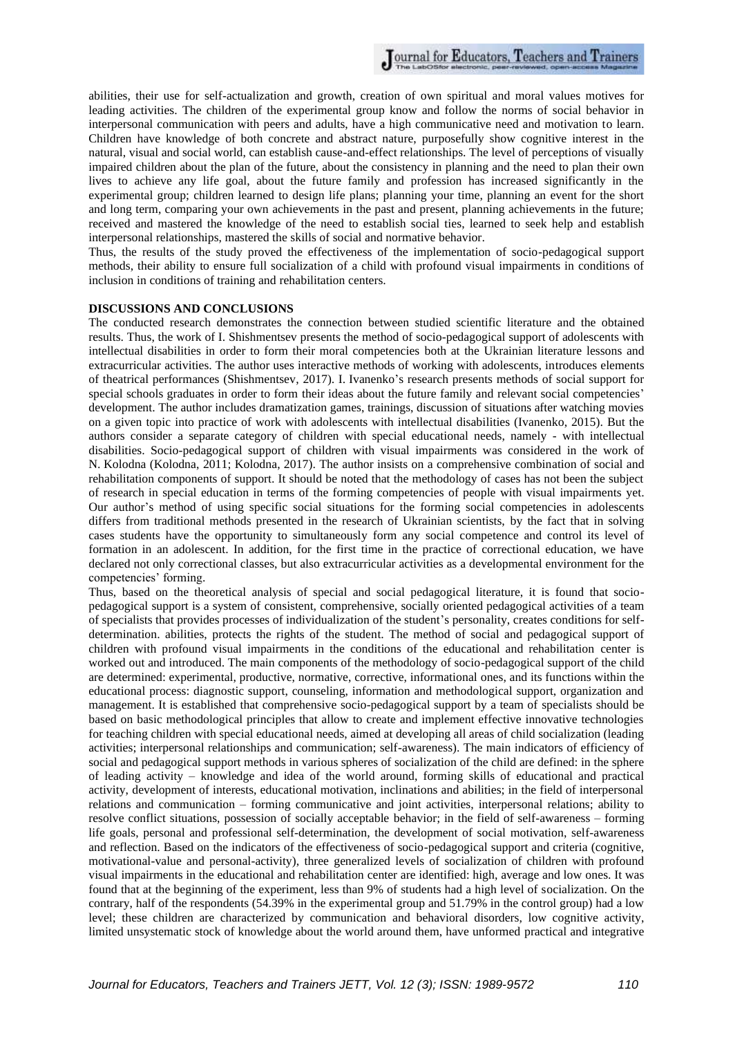abilities, their use for self-actualization and growth, creation of own spiritual and moral values motives for leading activities. The children of the experimental group know and follow the norms of social behavior in interpersonal communication with peers and adults, have a high communicative need and motivation to learn. Children have knowledge of both concrete and abstract nature, purposefully show cognitive interest in the natural, visual and social world, can establish cause-and-effect relationships. The level of perceptions of visually impaired children about the plan of the future, about the consistency in planning and the need to plan their own lives to achieve any life goal, about the future family and profession has increased significantly in the experimental group; children learned to design life plans; planning your time, planning an event for the short and long term, comparing your own achievements in the past and present, planning achievements in the future; received and mastered the knowledge of the need to establish social ties, learned to seek help and establish interpersonal relationships, mastered the skills of social and normative behavior.

Thus, the results of the study proved the effectiveness of the implementation of socio-pedagogical support methods, their ability to ensure full socialization of a child with profound visual impairments in conditions of inclusion in conditions of training and rehabilitation centers.

## DISCUSSIONS AND CONCLUSIONS

The conducted research demonstrates the connection between studied scientific literature and the obtained results. Thus, the work of I. Shishmentsev presents the method of socio-pedagogical support of adolescents with intellectual disabilities in order to form their moral competencies both at the Ukrainian literature lessons and extracurricular activities. The author uses interactive methods of working with adolescents, introduces elements of theatrical performances (Shishmentsev, 2017). I. Ivanenko's research presents methods of social support for special schools graduates in order to form their ideas about the future family and relevant social competencies' development. The author includes dramatization games, trainings, discussion of situations after watching movies on a given topic into practice of work with adolescents with intellectual disabilities (Ivanenko, 2015). But the authors consider a separate category of children with special educational needs, namely - with intellectual disabilities. Socio-pedagogical support of children with visual impairments was considered in the work of N. Kolodna (Kolodna, 2011; Kolodna, 2017). The author insists on a comprehensive combination of social and rehabilitation components of support. It should be noted that the methodology of cases has not been the subject of research in special education in terms of the forming competencies of people with visual impairments yet. Our author's method of using specific social situations for the forming social competencies in adolescents differs from traditional methods presented in the research of Ukrainian scientists, by the fact that in solving cases students have the opportunity to simultaneously form any social competence and control its level of formation in an adolescent. In addition, for the first time in the practice of correctional education, we have declared not only correctional classes, but also extracurricular activities as a developmental environment for the competencies' forming.

Thus, based on the theoretical analysis of special and social pedagogical literature, it is found that socio-pedagogical support is a system of consistent, comprehensive, socially oriented pedagogical activities of a team of specialists that provides processes of individualization of the student's personality, creates conditions for self-determination. abilities, protects the rights of the student. The method of social and pedagogical support of children with profound visual impairments in the conditions of the educational and rehabilitation center is worked out and introduced. The main components of the methodology of socio-pedagogical support of the child are determined: experimental, productive, normative, corrective, informational ones, and its functions within the educational process: diagnostic support, counseling, information and methodological support, organization and management. It is established that comprehensive socio-pedagogical support by a team of specialists should be based on basic methodological principles that allow to create and implement effective innovative technologies for teaching children with special educational needs, aimed at developing all areas of child socialization (leading activities; interpersonal relationships and communication; self-awareness). The main indicators of efficiency of social and pedagogical support methods in various spheres of socialization of the child are defined: in the sphere of leading activity – knowledge and idea of the world around, forming skills of educational and practical activity, development of interests, educational motivation, inclinations and abilities; in the field of interpersonal relations and communication – forming communicative and joint activities, interpersonal relations; ability to resolve conflict situations, possession of socially acceptable behavior; in the field of self-awareness – forming life goals, personal and professional self-determination, the development of social motivation, self-awareness and reflection. Based on the indicators of the effectiveness of socio-pedagogical support and criteria (cognitive, motivational-value and personal-activity), three generalized levels of socialization of children with profound visual impairments in the educational and rehabilitation center are identified: high, average and low ones. It was found that at the beginning of the experiment, less than 9% of students had a high level of socialization. On the contrary, half of the respondents (54.39% in the experimental group and 51.79% in the control group) had a low level; these children are characterized by communication and behavioral disorders, low cognitive activity, limited unsystematic stock of knowledge about the world around them, have unformed practical and integrative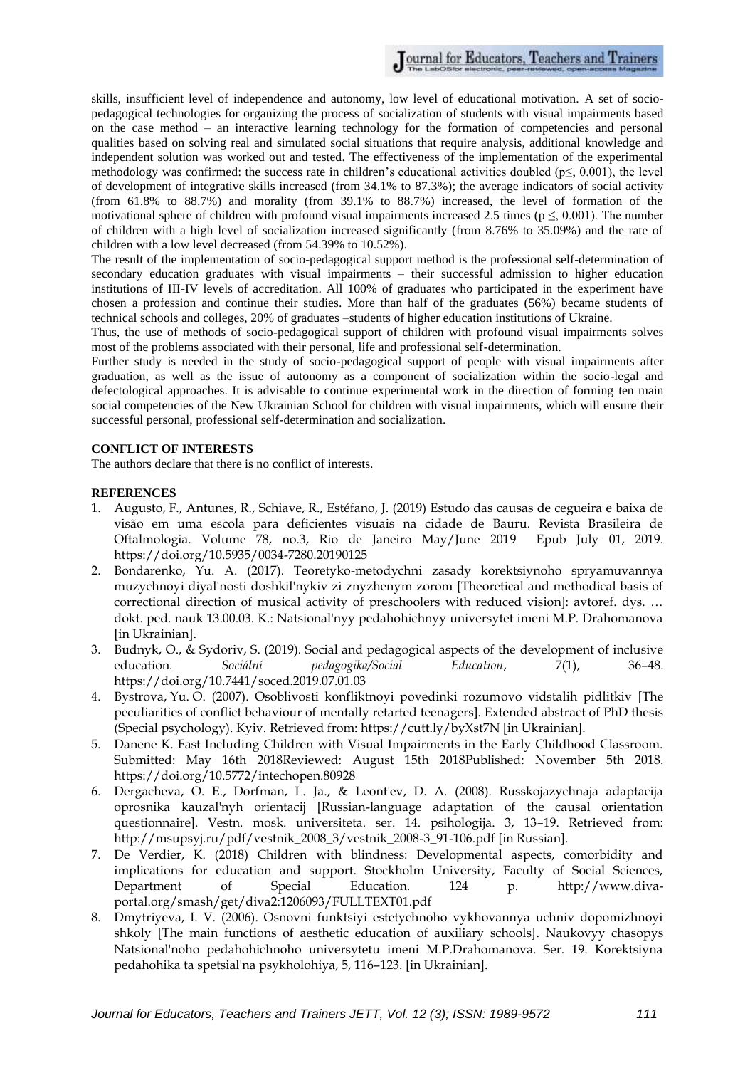skills, insufficient level of independence and autonomy, low level of educational motivation. A set of socio-pedagogical technologies for organizing the process of socialization of students with visual impairments based on the case method – an interactive learning technology for the formation of competencies and personal qualities based on solving real and simulated social situations that require analysis, additional knowledge and independent solution was worked out and tested. The effectiveness of the implementation of the experimental methodology was confirmed: the success rate in children's educational activities doubled ($p \leq$, 0.001), the level of development of integrative skills increased (from 34.1% to 87.3%); the average indicators of social activity (from 61.8% to 88.7%) and morality (from 39.1% to 88.7%) increased, the level of formation of the motivational sphere of children with profound visual impairments increased 2.5 times ($p \leq$, 0.001). The number of children with a high level of socialization increased significantly (from 8.76% to 35.09%) and the rate of children with a low level decreased (from 54.39% to 10.52%).

The result of the implementation of socio-pedagogical support method is the professional self-determination of secondary education graduates with visual impairments – their successful admission to higher education institutions of III-IV levels of accreditation. All 100% of graduates who participated in the experiment have chosen a profession and continue their studies. More than half of the graduates (56%) became students of technical schools and colleges, 20% of graduates –students of higher education institutions of Ukraine.

Thus, the use of methods of socio-pedagogical support of children with profound visual impairments solves most of the problems associated with their personal, life and professional self-determination.

Further study is needed in the study of socio-pedagogical support of people with visual impairments after graduation, as well as the issue of autonomy as a component of socialization within the socio-legal and defectological approaches. It is advisable to continue experimental work in the direction of forming ten main social competencies of the New Ukrainian School for children with visual impairments, which will ensure their successful personal, professional self-determination and socialization.

## CONFLICT OF INTERESTS

The authors declare that there is no conflict of interests.

## REFERENCES

1. Augusto, F., Antunes, R., Schiave, R., Estéfano, J. (2019) Estudo das causas de cegueira e baixa de visão em uma escola para deficientes visuais na cidade de Bauru. Revista Brasileira de Oftalmologia. Volume 78, no.3, Rio de Janeiro May/June 2019 Epub July 01, 2019. https://doi.org/10.5935/0034-7280.20190125
2. Bondarenko, Yu. A. (2017). Teoretyko-metodychni zasady korektsiynoho spryamuvannya muzychnoyi diyal'nosti doshkil'nykiv zi znyzhenym zorom [Theoretical and methodical basis of correctional direction of musical activity of preschoolers with reduced vision]: avtoref. dys. … dokt. ped. nauk 13.00.03. K.: Natsional'nyy pedahohichnyy universytet imeni M.P. Drahomanova [in Ukrainian].
3. Budnyk, O., & Sydoriv, S. (2019). Social and pedagogical aspects of the development of inclusive education. *Sociální pedagogika/Social Education*, 7(1), 36–48. https://doi.org/10.7441/soced.2019.07.01.03
4. Bystrova, Yu. O. (2007). Osoblivosti konfliktnoyi povedinki rozumovo vidstalih pidlitkiv [The peculiarities of conflict behaviour of mentally retarted teenagers]. Extended abstract of PhD thesis (Special psychology). Kyiv. Retrieved from: https://cutt.ly/byXst7N [in Ukrainian].
5. Danene K. Fast Including Children with Visual Impairments in the Early Childhood Classroom. Submitted: May 16th 2018Reviewed: August 15th 2018Published: November 5th 2018. https://doi.org/10.5772/intechopen.80928
6. Dergacheva, O. E., Dorfman, L. Ja., & Leont'ev, D. A. (2008). Russkojazychnaja adaptacija oprosnika kauzal'nyh orientacij [Russian-language adaptation of the causal orientation questionnaire]. Vestn. mosk. universiteta. ser. 14. psihologija. 3, 13–19. Retrieved from: http://msupsyj.ru/pdf/vestnik_2008_3/vestnik_2008-3_91-106.pdf [in Russian].
7. De Verdier, K. (2018) Children with blindness: Developmental aspects, comorbidity and implications for education and support. Stockholm University, Faculty of Social Sciences, Department of Special Education. 124 p. http://www.diva-portal.org/smash/get/diva2:1206093/FULLTEXT01.pdf
8. Dmytriyeva, I. V. (2006). Osnovni funktsiyi estetychnoho vykhovannya uchniv dopomizhnoyi shkoly [The main functions of aesthetic education of auxiliary schools]. Naukovyy chasopys Natsional'noho pedahohichnoho universytetu imeni M.P.Drahomanova. Ser. 19. Korektsiyna pedahohika ta spetsial'na psykholohiya, 5, 116–123. [in Ukrainian].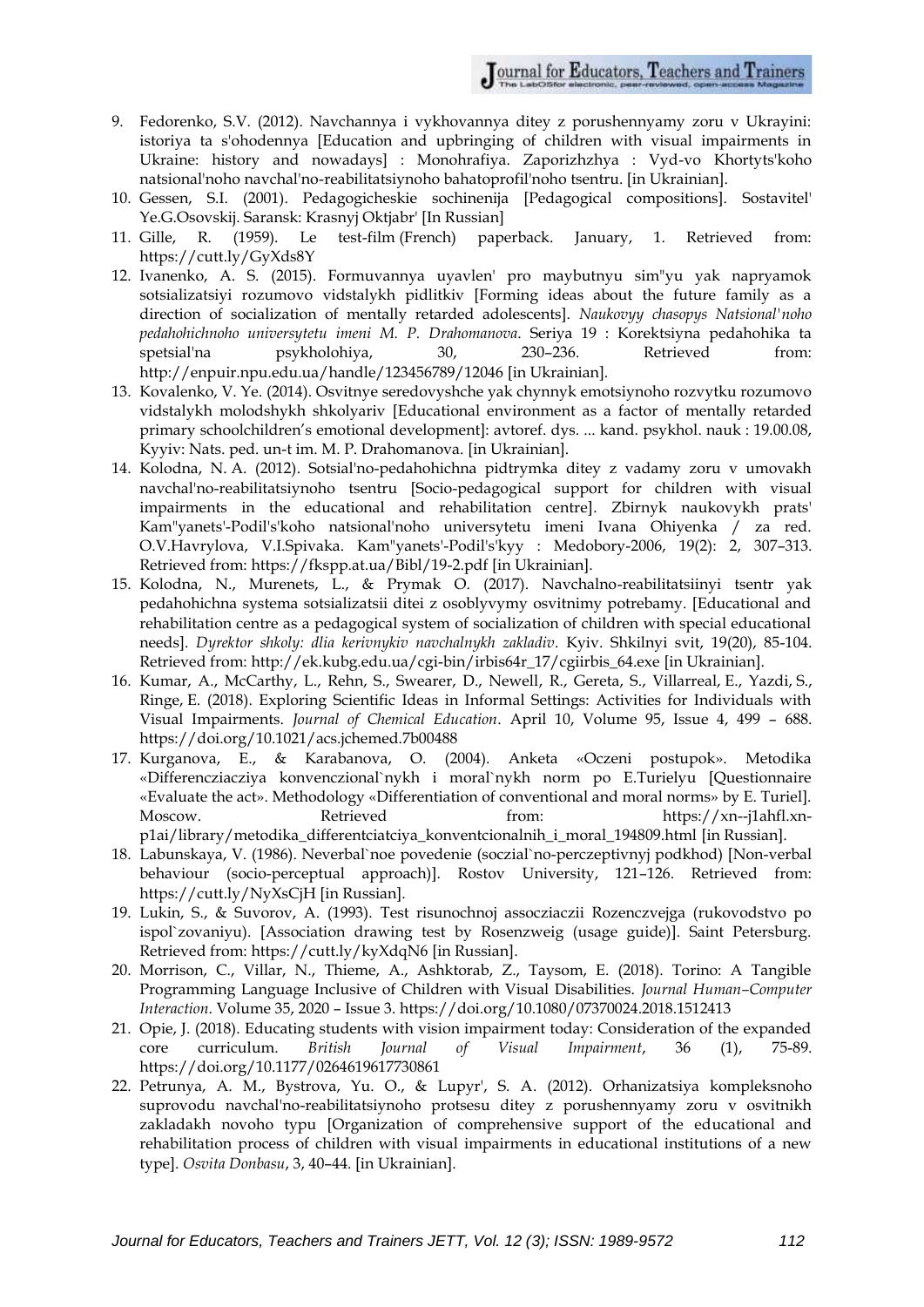9. Fedorenko, S.V. (2012). Navchannya i vykhovannya ditey z porushennyamy zoru v Ukrayini: istoriya ta s'ohodennya [Education and upbringing of children with visual impairments in Ukraine: history and nowadays] : Monohrafiya. Zaporizhzhya : Vyd-vo Khortyts'koho natsional'noho navchal'no-reabilitatsiynoho bahatoprofil'noho tsentru. [in Ukrainian].
10. Gessen, S.I. (2001). Pedagogicheskie sochinenija [Pedagogical compositions]. Sostavitel' Ye.G.Osovskij. Saransk: Krasnyj Oktjabr' [In Russian]
11. Gille, R. (1959). Le test-film (French) paperback. January, 1. Retrieved from: https://cutt.ly/GyXds8Y
12. Ivanenko, A. S. (2015). Formuvannya uyavlen' pro maybutnyu sim"yu yak napryamok sotsializatsiyi rozumovo vidstalykh pidlitkiv [Forming ideas about the future family as a direction of socialization of mentally retarded adolescents]. *Naukovyy chasopys Natsional'noho pedahohichnoho universytetu imeni M. P. Drahomanova*. Seriya 19 : Korektsiyna pedahohika ta spetsial'na psykholohiya, 30, 230–236. Retrieved from: http://enpuir.npu.edu.ua/handle/123456789/12046 [in Ukrainian].
13. Kovalenko, V. Ye. (2014). Osvitnye seredovyshche yak chynnyk emotsiynoho rozvytku rozumovo vidstalykh molodshykh shkolyariv [Educational environment as a factor of mentally retarded primary schoolchildren's emotional development]: avtoref. dys. ... kand. psykhol. nauk : 19.00.08, Kyyiv: Nats. ped. un-t im. M. P. Drahomanova. [in Ukrainian].
14. Kolodna, N. A. (2012). Sotsial'no-pedahohichna pidtrymka ditey z vadamy zoru v umovakh navchal'no-reabilitatsiynoho tsentru [Socio-pedagogical support for children with visual impairments in the educational and rehabilitation centre]. Zbirnyk naukovykh prats' Kam"yanets'-Podil's'koho natsional'noho universytetu imeni Ivana Ohiyenka / za red. O.V.Havrylova, V.I.Spivaka. Kam"yanets'-Podil's'kyy : Medobory-2006, 19(2): 2, 307–313. Retrieved from: https://fkspp.at.ua/Bibl/19-2.pdf [in Ukrainian].
15. Kolodna, N., Murenets, L., & Prymak O. (2017). Navchalno-reabilitatsiinyi tsentr yak pedahohichna systema sotsializatsii ditei z osoblyvymy osvitnimy potrebamy. [Educational and rehabilitation centre as a pedagogical system of socialization of children with special educational needs]. *Dyrektor shkoly: dlia kerivnykiv navchalnykh zakladiv*. Kyiv. Shkilnyi svit, 19(20), 85-104. Retrieved from: http://ek.kubg.edu.ua/cgi-bin/irbis64r_17/cgiirbis_64.exe [in Ukrainian].
16. Kumar, A., McCarthy, L., Rehn, S., Swearer, D., Newell, R., Gereta, S., Villarreal, E., Yazdi, S., Ringe, E. (2018). Exploring Scientific Ideas in Informal Settings: Activities for Individuals with Visual Impairments. *Journal of Chemical Education*. April 10, Volume 95, Issue 4, 499 – 688. https://doi.org/10.1021/acs.jchemed.7b00488
17. Kurganova, E., & Karabanova, O. (2004). Anketa «Oczeni postupok». Metodika «Differencziacziya konvenczional`nykh i moral`nykh norm po E.Turielyu [Questionnaire «Evaluate the act». Methodology «Differentiation of conventional and moral norms» by E. Turiel]. Moscow. Retrieved from: https://xn--j1ahfl.xn--p1ai/library/metodika_differentciatciya_konventcionalnih_i_moral_194809.html [in Russian].
18. Labunskaya, V. (1986). Neverbal`noe povedenie (soczial`no-perczeptivnyj podkhod) [Non-verbal behaviour (socio-perceptual approach)]. Rostov University, 121–126. Retrieved from: https://cutt.ly/NyXsCjH [in Russian].
19. Lukin, S., & Suvorov, A. (1993). Test risunochnoj assocziaczii Rozenczvejga (rukovodstvo po ispol`zovaniyu). [Association drawing test by Rosenzweig (usage guide)]. Saint Petersburg. Retrieved from: https://cutt.ly/kyXdqN6 [in Russian].
20. Morrison, C., Villar, N., Thieme, A., Ashktorab, Z., Taysom, E. (2018). Torino: A Tangible Programming Language Inclusive of Children with Visual Disabilities. *Journal Human–Computer Interaction*. Volume 35, 2020 – Issue 3. https://doi.org/10.1080/07370024.2018.1512413
21. Opie, J. (2018). Educating students with vision impairment today: Consideration of the expanded core curriculum. *British Journal of Visual Impairment*, 36 (1), 75-89. https://doi.org/10.1177/0264619617730861
22. Petrunya, A. M., Bystrova, Yu. O., & Lupyr', S. A. (2012). Orhanizatsiya kompleksnoho suprovodu navchal'no-reabilitatsiynoho protsesu ditey z porushennyamy zoru v osvitnikh zakladakh novoho typu [Organization of comprehensive support of the educational and rehabilitation process of children with visual impairments in educational institutions of a new type]. *Osvita Donbasu*, 3, 40–44. [in Ukrainian].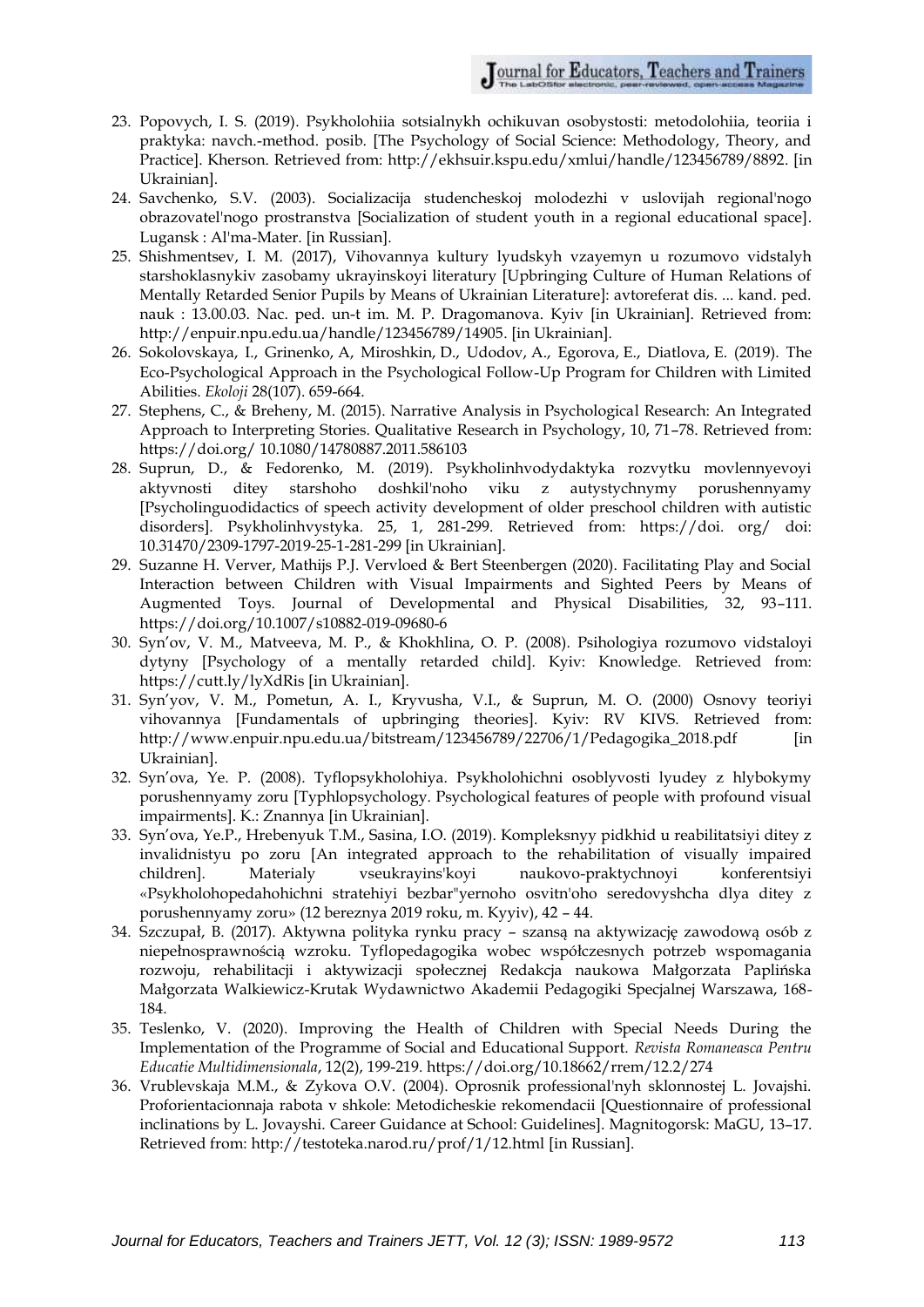23. Popovych, I. S. (2019). Psykholohiia sotsialnykh ochikuvan osobystosti: metodolohiia, teoriia i praktyka: navch.-method. posib. [The Psychology of Social Science: Methodology, Theory, and Practice]. Kherson. Retrieved from: http://ekhsuir.kspu.edu/xmlui/handle/123456789/8892. [in Ukrainian].
24. Savchenko, S.V. (2003). Socializacija studencheskoj molodezhi v uslovijah regional'nogo obrazovatel'nogo prostranstva [Socialization of student youth in a regional educational space]. Lugansk : Al'ma-Mater. [in Russian].
25. Shishmentsev, I. M. (2017), Vihovannya kultury lyudskyh vzayemyn u rozumovo vidstalyh starshoklasnykiv zasobamy ukrayinskoyi literatury [Upbringing Culture of Human Relations of Mentally Retarded Senior Pupils by Means of Ukrainian Literature]: avtoreferat dis. ... kand. ped. nauk : 13.00.03. Nac. ped. un-t im. M. P. Dragomanova. Kyiv [in Ukrainian]. Retrieved from: http://enpuir.npu.edu.ua/handle/123456789/14905. [in Ukrainian].
26. Sokolovskaya, I., Grinenko, A, Miroshkin, D., Udodov, A., Egorova, E., Diatlova, E. (2019). The Eco-Psychological Approach in the Psychological Follow-Up Program for Children with Limited Abilities. *Ekoloji* 28(107). 659-664.
27. Stephens, C., & Breheny, M. (2015). Narrative Analysis in Psychological Research: An Integrated Approach to Interpreting Stories. Qualitative Research in Psychology, 10, 71–78. Retrieved from: https://doi.org/ 10.1080/14780887.2011.586103
28. Suprun, D., & Fedorenko, M. (2019). Psykholinhvodydaktyka rozvytku movlennyevoyi aktyvnosti ditey starshoho doshkil'noho viku z autystychnymy porushennyamy [Psycholinguodidactics of speech activity development of older preschool children with autistic disorders]. Psykholinhvystyka. 25, 1, 281-299. Retrieved from: https://doi. org/ doi: 10.31470/2309-1797-2019-25-1-281-299 [in Ukrainian].
29. Suzanne H. Verver, Mathijs P.J. Vervloed & Bert Steenbergen (2020). Facilitating Play and Social Interaction between Children with Visual Impairments and Sighted Peers by Means of Augmented Toys. Journal of Developmental and Physical Disabilities, 32, 93–111. https://doi.org/10.1007/s10882-019-09680-6
30. Syn'ov, V. M., Matveeva, M. P., & Khokhlina, O. P. (2008). Psihologiya rozumovo vidstaloyi dytyny [Psychology of a mentally retarded child]. Kyiv: Knowledge. Retrieved from: https://cutt.ly/lyXdRis [in Ukrainian].
31. Syn'yov, V. M., Pometun, A. I., Kryvusha, V.I., & Suprun, M. O. (2000) Osnovy teoriyi vihovannya [Fundamentals of upbringing theories]. Kyiv: RV KIVS. Retrieved from: http://www.enpuir.npu.edu.ua/bitstream/123456789/22706/1/Pedagogika_2018.pdf [in Ukrainian].
32. Syn'ova, Ye. P. (2008). Tyflopsykholohiya. Psykholohichni osoblyvosti lyudey z hlybokymy porushennyamy zoru [Typhlopsychology. Psychological features of people with profound visual impairments]. K.: Znannya [in Ukrainian].
33. Syn'ova, Ye.P., Hrebenyuk T.M., Sasina, I.O. (2019). Kompleksnyy pidkhid u reabilitatsiyi ditey z invalidnistyu po zoru [An integrated approach to the rehabilitation of visually impaired children]. Materialy vseukrayins'koyi naukovo-praktychnoyi konferentsiyi «Psykholohopedahohichni stratehiyi bezbar"yernoho osvitn'oho seredovyshcha dlya ditey z porushennyamy zoru» (12 bereznya 2019 roku, m. Kyyiv), 42 – 44.
34. Szczupał, B. (2017). Aktywna polityka rynku pracy – szansą na aktywizację zawodową osób z niepełnosprawnością wzroku. Tyflopedagogika wobec współczesnych potrzeb wspomagania rozwoju, rehabilitacji i aktywizacji społecznej Redakcja naukowa Małgorzata Paplińska Małgorzata Walkiewicz-Krutak Wydawnictwo Akademii Pedagogiki Specjalnej Warszawa, 168-184.
35. Teslenko, V. (2020). Improving the Health of Children with Special Needs During the Implementation of the Programme of Social and Educational Support. *Revista Romaneasca Pentru Educatie Multidimensionala*, 12(2), 199-219. https://doi.org/10.18662/rrem/12.2/274
36. Vrublevskaja M.M., & Zykova O.V. (2004). Oprosnik professional'nyh sklonnostej L. Jovajshi. Proforientacionnaja rabota v shkole: Metodicheskie rekomendacii [Questionnaire of professional inclinations by L. Jovayshi. Career Guidance at School: Guidelines]. Magnitogorsk: MaGU, 13–17. Retrieved from: http://testoteka.narod.ru/prof/1/12.html [in Russian].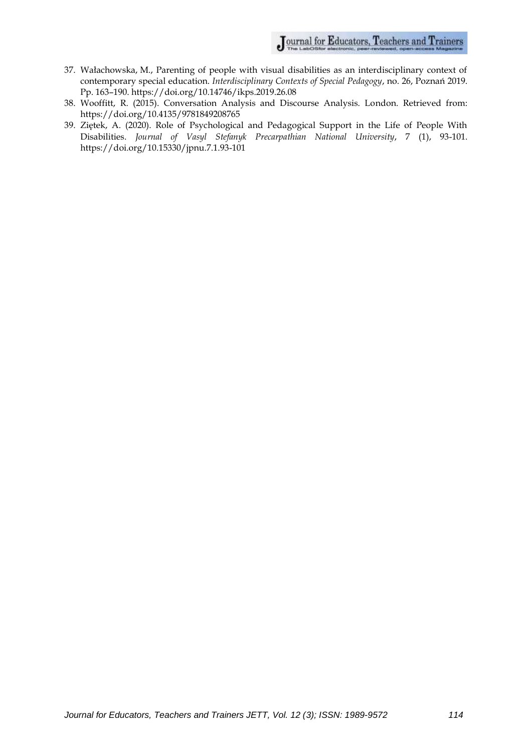37. Wałachowska, M., Parenting of people with visual disabilities as an interdisciplinary context of contemporary special education. *Interdisciplinary Contexts of Special Pedagogy*, no. 26, Poznań 2019. Pp. 163–190. https://doi.org/10.14746/ikps.2019.26.08
38. Wooffitt, R. (2015). Conversation Analysis and Discourse Analysis. London. Retrieved from: https://doi.org/10.4135/9781849208765
39. Ziętek, A. (2020). Role of Psychological and Pedagogical Support in the Life of People With Disabilities. *Journal of Vasyl Stefanyk Precarpathian National University*, 7 (1), 93-101. https://doi.org/10.15330/jpnu.7.1.93-101